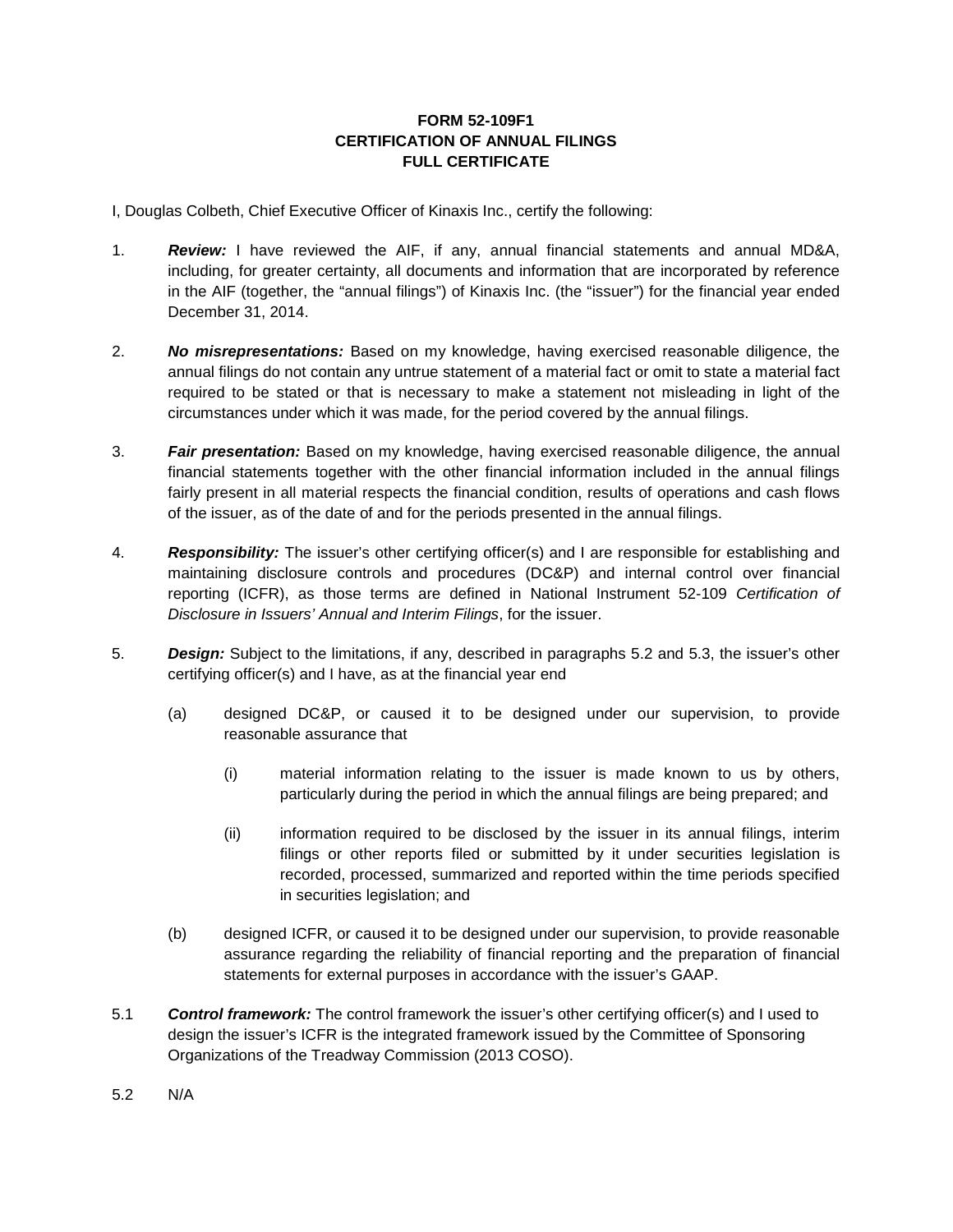**FORM 52-109F1**
**CERTIFICATION OF ANNUAL FILINGS**
**FULL CERTIFICATE**

I, Douglas Colbeth, Chief Executive Officer of Kinaxis Inc., certify the following:

1. ***Review:*** I have reviewed the AIF, if any, annual financial statements and annual MD&A, including, for greater certainty, all documents and information that are incorporated by reference in the AIF (together, the "annual filings") of Kinaxis Inc. (the "issuer") for the financial year ended December 31, 2014.

2. ***No misrepresentations:*** Based on my knowledge, having exercised reasonable diligence, the annual filings do not contain any untrue statement of a material fact or omit to state a material fact required to be stated or that is necessary to make a statement not misleading in light of the circumstances under which it was made, for the period covered by the annual filings.

3. ***Fair presentation:*** Based on my knowledge, having exercised reasonable diligence, the annual financial statements together with the other financial information included in the annual filings fairly present in all material respects the financial condition, results of operations and cash flows of the issuer, as of the date of and for the periods presented in the annual filings.

4. ***Responsibility:*** The issuer's other certifying officer(s) and I are responsible for establishing and maintaining disclosure controls and procedures (DC&P) and internal control over financial reporting (ICFR), as those terms are defined in National Instrument 52-109 *Certification of Disclosure in Issuers' Annual and Interim Filings*, for the issuer.

5. ***Design:*** Subject to the limitations, if any, described in paragraphs 5.2 and 5.3, the issuer's other certifying officer(s) and I have, as at the financial year end

   (a) designed DC&P, or caused it to be designed under our supervision, to provide reasonable assurance that

      (i) material information relating to the issuer is made known to us by others, particularly during the period in which the annual filings are being prepared; and

      (ii) information required to be disclosed by the issuer in its annual filings, interim filings or other reports filed or submitted by it under securities legislation is recorded, processed, summarized and reported within the time periods specified in securities legislation; and

   (b) designed ICFR, or caused it to be designed under our supervision, to provide reasonable assurance regarding the reliability of financial reporting and the preparation of financial statements for external purposes in accordance with the issuer's GAAP.

5.1 ***Control framework:*** The control framework the issuer's other certifying officer(s) and I used to design the issuer's ICFR is the integrated framework issued by the Committee of Sponsoring Organizations of the Treadway Commission (2013 COSO).

5.2 N/A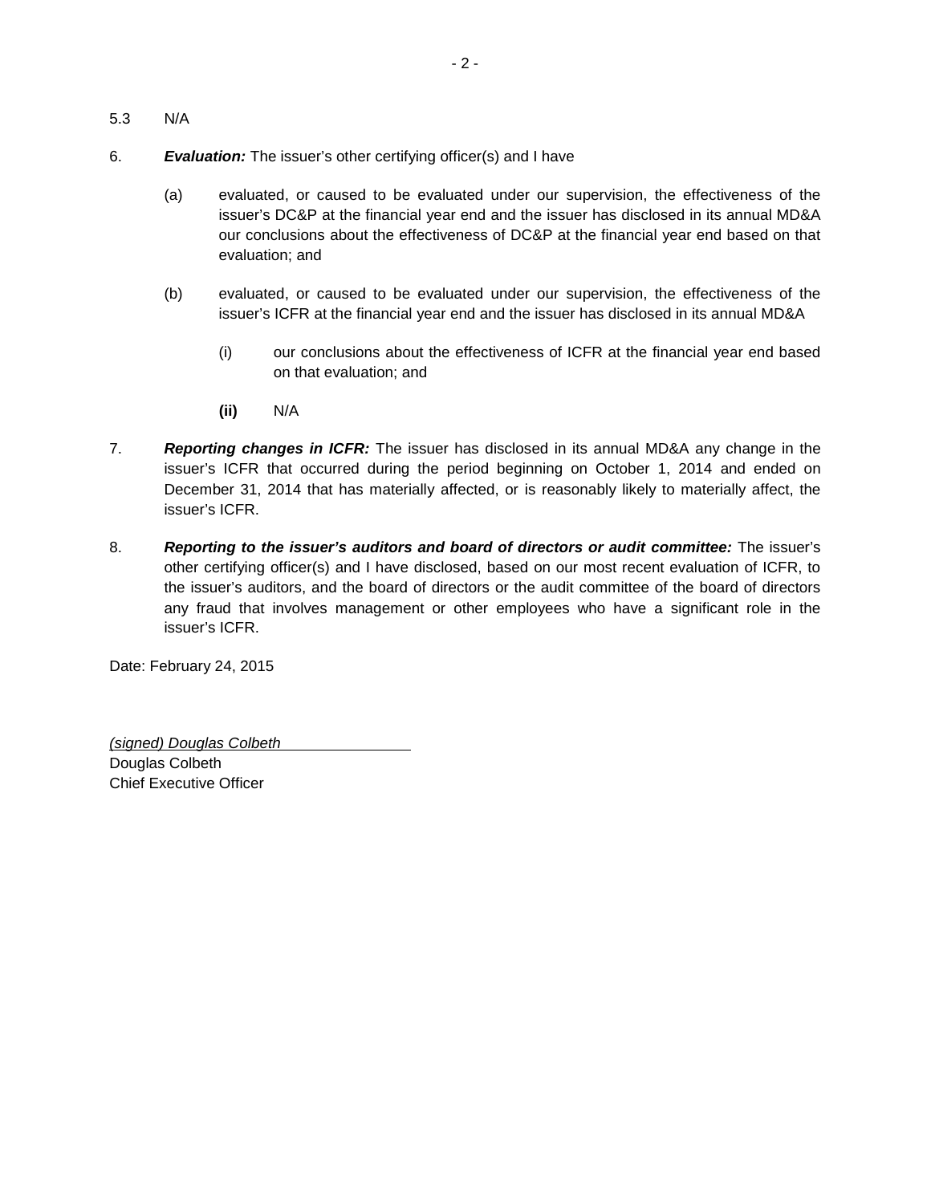5.3 N/A

6. ***Evaluation:*** The issuer's other certifying officer(s) and I have

   (a) evaluated, or caused to be evaluated under our supervision, the effectiveness of the issuer's DC&P at the financial year end and the issuer has disclosed in its annual MD&A our conclusions about the effectiveness of DC&P at the financial year end based on that evaluation; and

   (b) evaluated, or caused to be evaluated under our supervision, the effectiveness of the issuer's ICFR at the financial year end and the issuer has disclosed in its annual MD&A

      (i) our conclusions about the effectiveness of ICFR at the financial year end based on that evaluation; and

      **(ii)** N/A

7. ***Reporting changes in ICFR:*** The issuer has disclosed in its annual MD&A any change in the issuer's ICFR that occurred during the period beginning on October 1, 2014 and ended on December 31, 2014 that has materially affected, or is reasonably likely to materially affect, the issuer's ICFR.

8. ***Reporting to the issuer's auditors and board of directors or audit committee:*** The issuer's other certifying officer(s) and I have disclosed, based on our most recent evaluation of ICFR, to the issuer's auditors, and the board of directors or the audit committee of the board of directors any fraud that involves management or other employees who have a significant role in the issuer's ICFR.

Date: February 24, 2015

*(signed) Douglas Colbeth*
Douglas Colbeth
Chief Executive Officer